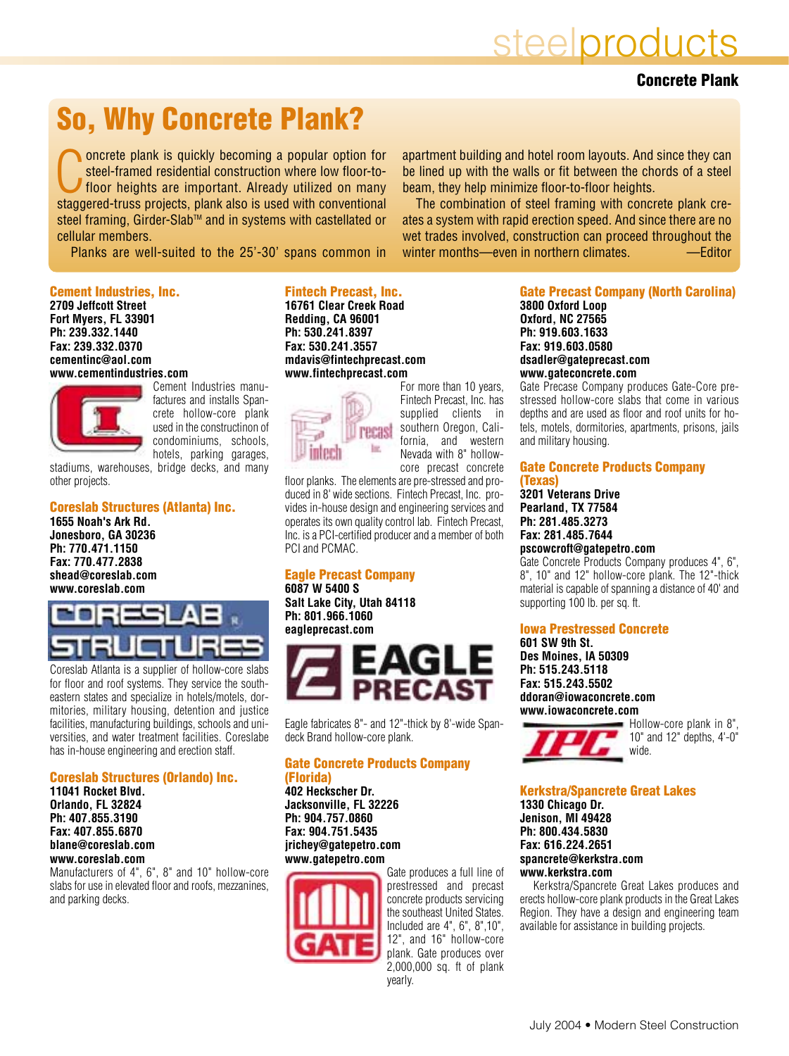# steelproducts

## Concrete Plank

# So, Why Concrete Plank?

Concrete plank is quickly becoming a popular option for steel-framed residential construction where low floor-to-floor heights are important. Already utilized on many staggered-truss projects, plank also is used with conventional steel framing, Girder-Slab™ and in systems with castellated or cellular members.

Planks are well-suited to the 25'-30' spans common in apartment building and hotel room layouts. And since they can be lined up with the walls or fit between the chords of a steel beam, they help minimize floor-to-floor heights.

The combination of steel framing with concrete plank creates a system with rapid erection speed. And since there are no wet trades involved, construction can proceed throughout the winter months—even in northern climates. —Editor

### Cement Industries, Inc.

**2709 Jeffcott Street**
**Fort Myers, FL 33901**
**Ph: 239.332.1440**
**Fax: 239.332.0370**
**cementinc@aol.com**
**www.cementindustries.com**

Cement Industries manufactures and installs Spancrete hollow-core plank used in the construction of condominiums, schools, hotels, parking garages, stadiums, warehouses, bridge decks, and many other projects.

### Coreslab Structures (Atlanta) Inc.

**1655 Noah's Ark Rd.**
**Jonesboro, GA 30236**
**Ph: 770.471.1150**
**Fax: 770.477.2838**
**shead@coreslab.com**
**www.coreslab.com**

Coreslab Atlanta is a supplier of hollow-core slabs for floor and roof systems. They service the southeastern states and specialize in hotels/motels, dormitories, military housing, detention and justice facilities, manufacturing buildings, schools and universities, and water treatment facilities. Coreslabe has in-house engineering and erection staff.

### Coreslab Structures (Orlando) Inc.

**11041 Rocket Blvd.**
**Orlando, FL 32824**
**Ph: 407.855.3190**
**Fax: 407.855.6870**
**blane@coreslab.com**
**www.coreslab.com**

Manufacturers of 4", 6", 8" and 10" hollow-core slabs for use in elevated floor and roofs, mezzanines, and parking decks.

### Fintech Precast, Inc.

**16761 Clear Creek Road**
**Redding, CA 96001**
**Ph: 530.241.8397**
**Fax: 530.241.3557**
**mdavis@fintechprecast.com**
**www.fintechprecast.com**

For more than 10 years, Fintech Precast, Inc. has supplied clients in southern Oregon, California, and western Nevada with 8" hollow-core precast concrete floor planks. The elements are pre-stressed and produced in 8' wide sections. Fintech Precast, Inc. provides in-house design and engineering services and operates its own quality control lab. Fintech Precast, Inc. is a PCI-certified producer and a member of both PCI and PCMAC.

### Eagle Precast Company

**6087 W 5400 S**
**Salt Lake City, Utah 84118**
**Ph: 801.966.1060**
**eagleprecast.com**

Eagle fabricates 8"- and 12"-thick by 8'-wide Spandeck Brand hollow-core plank.

### Gate Concrete Products Company (Florida)

**402 Heckscher Dr.**
**Jacksonville, FL 32226**
**Ph: 904.757.0860**
**Fax: 904.751.5435**
**jrichey@gatepetro.com**
**www.gatepetro.com**

Gate produces a full line of prestressed and precast concrete products servicing the southeast United States. Included are 4", 6", 8",10", 12", and 16" hollow-core plank. Gate produces over 2,000,000 sq. ft of plank yearly.

### Gate Precast Company (North Carolina)

**3800 Oxford Loop**
**Oxford, NC 27565**
**Ph: 919.603.1633**
**Fax: 919.603.0580**
**dsadler@gateprecast.com**
**www.gateconcrete.com**

Gate Precase Company produces Gate-Core prestressed hollow-core slabs that come in various depths and are used as floor and roof units for hotels, motels, dormitories, apartments, prisons, jails and military housing.

### Gate Concrete Products Company (Texas)

**3201 Veterans Drive**
**Pearland, TX 77584**
**Ph: 281.485.3273**
**Fax: 281.485.7644**
**pscowcroft@gatepetro.com**

Gate Concrete Products Company produces 4", 6", 8", 10" and 12" hollow-core plank. The 12"-thick material is capable of spanning a distance of 40' and supporting 100 lb. per sq. ft.

### Iowa Prestressed Concrete

**601 SW 9th St.**
**Des Moines, IA 50309**
**Ph: 515.243.5118**
**Fax: 515.243.5502**
**ddoran@iowaconcrete.com**
**www.iowaconcrete.com**

Hollow-core plank in 8", 10" and 12" depths, 4'-0" wide.

### Kerkstra/Spancrete Great Lakes

**1330 Chicago Dr.**
**Jenison, MI 49428**
**Ph: 800.434.5830**
**Fax: 616.224.2651**
**spancrete@kerkstra.com**
**www.kerkstra.com**

Kerkstra/Spancrete Great Lakes produces and erects hollow-core plank products in the Great Lakes Region. They have a design and engineering team available for assistance in building projects.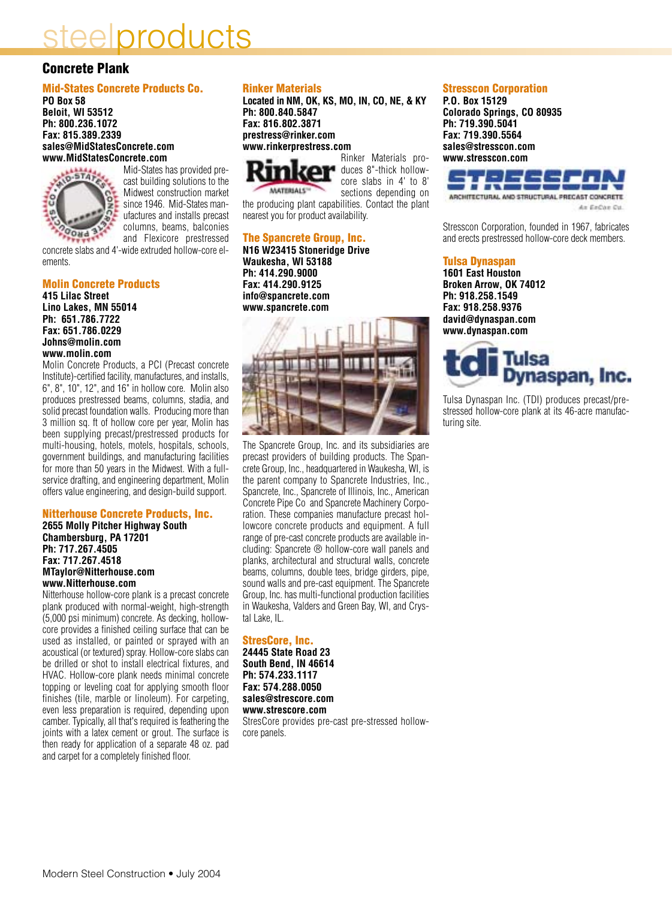# steelproducts

## Concrete Plank

### Mid-States Concrete Products Co.

**PO Box 58**
**Beloit, WI 53512**
**Ph: 800.236.1072**
**Fax: 815.389.2339**
**sales@MidStatesConcrete.com**
**www.MidStatesConcrete.com**

Mid-States has provided precast building solutions to the Midwest construction market since 1946. Mid-States manufactures and installs precast columns, beams, balconies and Flexicore prestressed concrete slabs and 4'-wide extruded hollow-core elements.

### Molin Concrete Products

**415 Lilac Street**
**Lino Lakes, MN 55014**
**Ph: 651.786.7722**
**Fax: 651.786.0229**
**Johns@molin.com**
**www.molin.com**

Molin Concrete Products, a PCI (Precast concrete Institute)-certified facility, manufactures, and installs, 6", 8", 10", 12", and 16" in hollow core. Molin also produces prestressed beams, columns, stadia, and solid precast foundation walls. Producing more than 3 million sq. ft of hollow core per year, Molin has been supplying precast/prestressed products for multi-housing, hotels, motels, hospitals, schools, government buildings, and manufacturing facilities for more than 50 years in the Midwest. With a full-service drafting, and engineering department, Molin offers value engineering, and design-build support.

### Nitterhouse Concrete Products, Inc.

**2655 Molly Pitcher Highway South**
**Chambersburg, PA 17201**
**Ph: 717.267.4505**
**Fax: 717.267.4518**
**MTaylor@Nitterhouse.com**
**www.Nitterhouse.com**

Nitterhouse hollow-core plank is a precast concrete plank produced with normal-weight, high-strength (5,000 psi minimum) concrete. As decking, hollow-core provides a finished ceiling surface that can be used as installed, or painted or sprayed with an acoustical (or textured) spray. Hollow-core slabs can be drilled or shot to install electrical fixtures, and HVAC. Hollow-core plank needs minimal concrete topping or leveling coat for applying smooth floor finishes (tile, marble or linoleum). For carpeting, even less preparation is required, depending upon camber. Typically, all that's required is feathering the joints with a latex cement or grout. The surface is then ready for application of a separate 48 oz. pad and carpet for a completely finished floor.

### Rinker Materials

**Located in NM, OK, KS, MO, IN, CO, NE, & KY**
**Ph: 800.840.5847**
**Fax: 816.802.3871**
**prestress@rinker.com**
**www.rinkerprestress.com**

Rinker Materials produces 8"-thick hollow-core slabs in 4' to 8' sections depending on the producing plant capabilities. Contact the plant nearest you for product availability.

### The Spancrete Group, Inc.

**N16 W23415 Stoneridge Drive**
**Waukesha, WI 53188**
**Ph: 414.290.9000**
**Fax: 414.290.9125**
**info@spancrete.com**
**www.spancrete.com**

The Spancrete Group, Inc. and its subsidiaries are precast providers of building products. The Spancrete Group, Inc., headquartered in Waukesha, WI, is the parent company to Spancrete Industries, Inc., Spancrete, Inc., Spancrete of Illinois, Inc., American Concrete Pipe Co and Spancrete Machinery Corporation. These companies manufacture precast hollowcore concrete products and equipment. A full range of pre-cast concrete products are available including: Spancrete ® hollow-core wall panels and planks, architectural and structural walls, concrete beams, columns, double tees, bridge girders, pipe, sound walls and pre-cast equipment. The Spancrete Group, Inc. has multi-functional production facilities in Waukesha, Valders and Green Bay, WI, and Crystal Lake, IL.

### StresCore, Inc.

**24445 State Road 23**
**South Bend, IN 46614**
**Ph: 574.233.1117**
**Fax: 574.288.0050**
**sales@strescore.com**
**www.strescore.com**

StresCore provides pre-cast pre-stressed hollow-core panels.

### Stresscon Corporation

**P.O. Box 15129**
**Colorado Springs, CO 80935**
**Ph: 719.390.5041**
**Fax: 719.390.5564**
**sales@stresscon.com**
**www.stresscon.com**

Stresscon Corporation, founded in 1967, fabricates and erects prestressed hollow-core deck members.

### Tulsa Dynaspan

**1601 East Houston**
**Broken Arrow, OK 74012**
**Ph: 918.258.1549**
**Fax: 918.258.9376**
**david@dynaspan.com**
**www.dynaspan.com**

Tulsa Dynaspan Inc. (TDI) produces precast/prestressed hollow-core plank at its 46-acre manufacturing site.